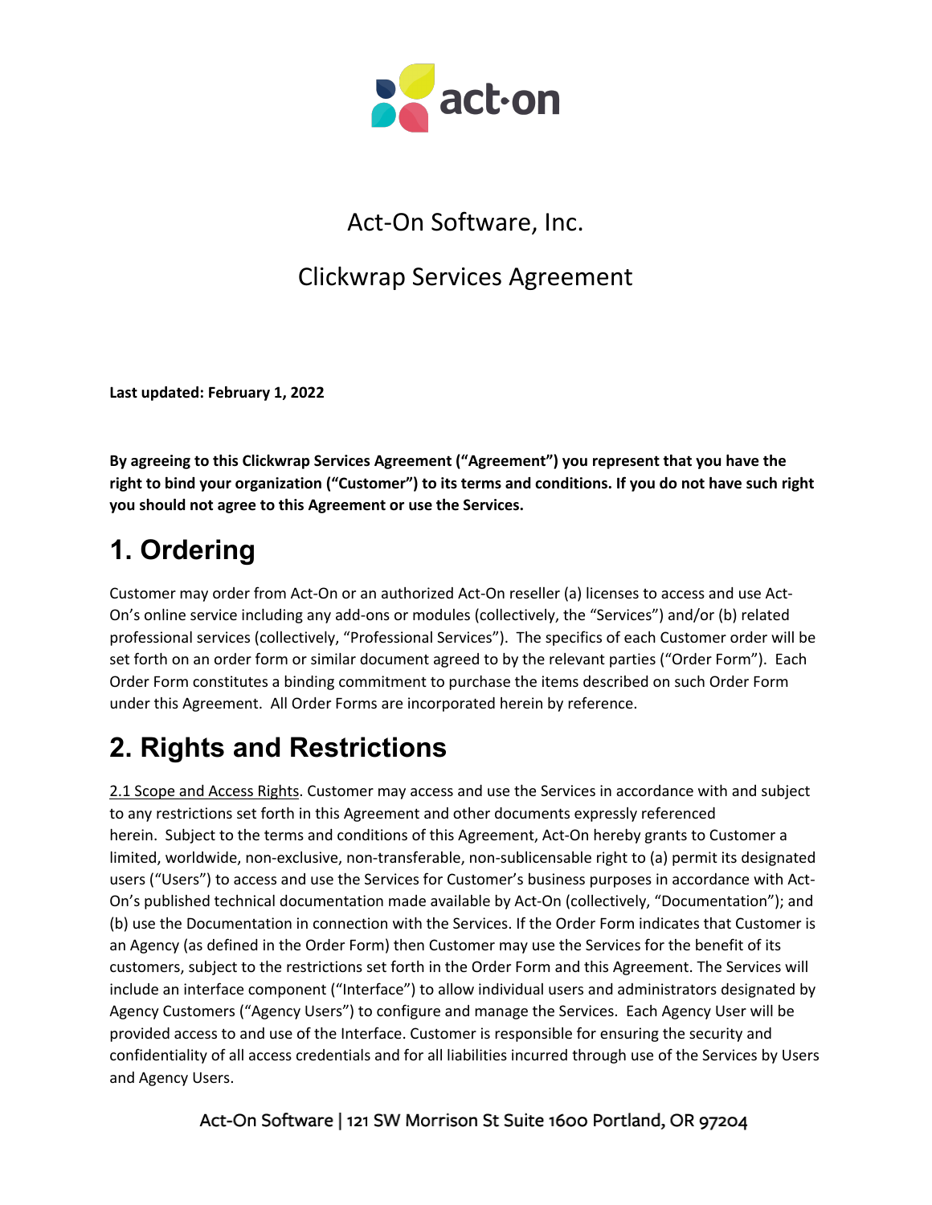# Act-On Software, Inc.

## Clickwrap Services Agreement

**Last updated: February 1, 2022**

**By agreeing to this Clickwrap Services Agreement ("Agreement") you represent that you have the right to bind your organization ("Customer") to its terms and conditions. If you do not have such right you should not agree to this Agreement or use the Services.**

# 1. Ordering

Customer may order from Act-On or an authorized Act-On reseller (a) licenses to access and use Act-On's online service including any add-ons or modules (collectively, the "Services") and/or (b) related professional services (collectively, "Professional Services"). The specifics of each Customer order will be set forth on an order form or similar document agreed to by the relevant parties ("Order Form"). Each Order Form constitutes a binding commitment to purchase the items described on such Order Form under this Agreement. All Order Forms are incorporated herein by reference.

# 2. Rights and Restrictions

2.1 Scope and Access Rights. Customer may access and use the Services in accordance with and subject to any restrictions set forth in this Agreement and other documents expressly referenced herein. Subject to the terms and conditions of this Agreement, Act-On hereby grants to Customer a limited, worldwide, non-exclusive, non-transferable, non-sublicensable right to (a) permit its designated users ("Users") to access and use the Services for Customer's business purposes in accordance with Act-On's published technical documentation made available by Act-On (collectively, "Documentation"); and (b) use the Documentation in connection with the Services. If the Order Form indicates that Customer is an Agency (as defined in the Order Form) then Customer may use the Services for the benefit of its customers, subject to the restrictions set forth in the Order Form and this Agreement. The Services will include an interface component ("Interface") to allow individual users and administrators designated by Agency Customers ("Agency Users") to configure and manage the Services. Each Agency User will be provided access to and use of the Interface. Customer is responsible for ensuring the security and confidentiality of all access credentials and for all liabilities incurred through use of the Services by Users and Agency Users.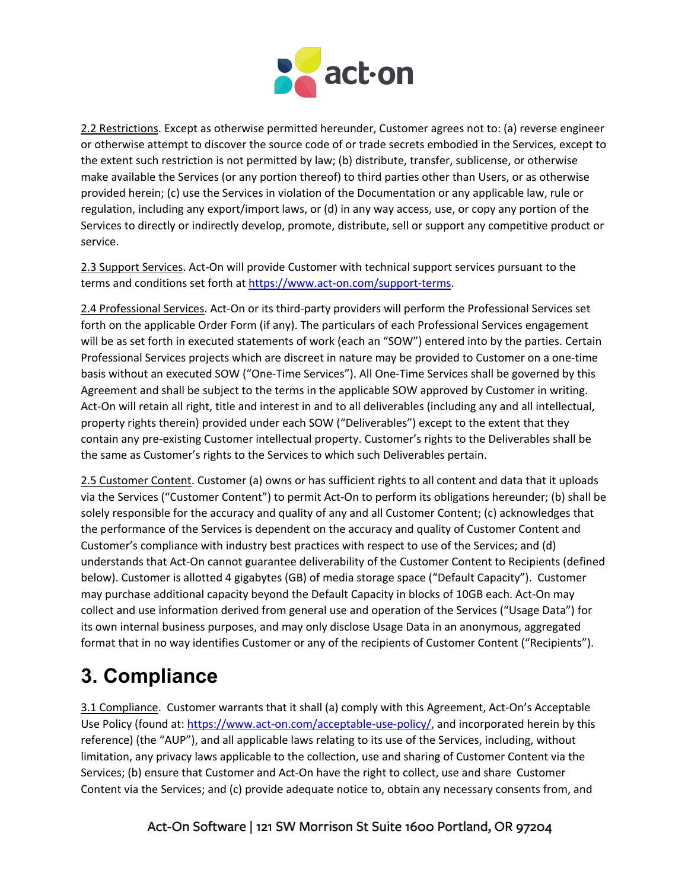2.2 Restrictions. Except as otherwise permitted hereunder, Customer agrees not to: (a) reverse engineer or otherwise attempt to discover the source code of or trade secrets embodied in the Services, except to the extent such restriction is not permitted by law; (b) distribute, transfer, sublicense, or otherwise make available the Services (or any portion thereof) to third parties other than Users, or as otherwise provided herein; (c) use the Services in violation of the Documentation or any applicable law, rule or regulation, including any export/import laws, or (d) in any way access, use, or copy any portion of the Services to directly or indirectly develop, promote, distribute, sell or support any competitive product or service.

2.3 Support Services. Act-On will provide Customer with technical support services pursuant to the terms and conditions set forth at [https://www.act-on.com/support-terms](https://www.act-on.com/support-terms).

2.4 Professional Services. Act-On or its third-party providers will perform the Professional Services set forth on the applicable Order Form (if any). The particulars of each Professional Services engagement will be as set forth in executed statements of work (each an "SOW") entered into by the parties. Certain Professional Services projects which are discreet in nature may be provided to Customer on a one-time basis without an executed SOW ("One-Time Services"). All One-Time Services shall be governed by this Agreement and shall be subject to the terms in the applicable SOW approved by Customer in writing. Act-On will retain all right, title and interest in and to all deliverables (including any and all intellectual, property rights therein) provided under each SOW ("Deliverables") except to the extent that they contain any pre-existing Customer intellectual property. Customer's rights to the Deliverables shall be the same as Customer's rights to the Services to which such Deliverables pertain.

2.5 Customer Content. Customer (a) owns or has sufficient rights to all content and data that it uploads via the Services ("Customer Content") to permit Act-On to perform its obligations hereunder; (b) shall be solely responsible for the accuracy and quality of any and all Customer Content; (c) acknowledges that the performance of the Services is dependent on the accuracy and quality of Customer Content and Customer's compliance with industry best practices with respect to use of the Services; and (d) understands that Act-On cannot guarantee deliverability of the Customer Content to Recipients (defined below). Customer is allotted 4 gigabytes (GB) of media storage space ("Default Capacity"). Customer may purchase additional capacity beyond the Default Capacity in blocks of 10GB each. Act-On may collect and use information derived from general use and operation of the Services ("Usage Data") for its own internal business purposes, and may only disclose Usage Data in an anonymous, aggregated format that in no way identifies Customer or any of the recipients of Customer Content ("Recipients").

# 3. Compliance

3.1 Compliance. Customer warrants that it shall (a) comply with this Agreement, Act-On's Acceptable Use Policy (found at: [https://www.act-on.com/acceptable-use-policy/](https://www.act-on.com/acceptable-use-policy/), and incorporated herein by this reference) (the "AUP"), and all applicable laws relating to its use of the Services, including, without limitation, any privacy laws applicable to the collection, use and sharing of Customer Content via the Services; (b) ensure that Customer and Act-On have the right to collect, use and share Customer Content via the Services; and (c) provide adequate notice to, obtain any necessary consents from, and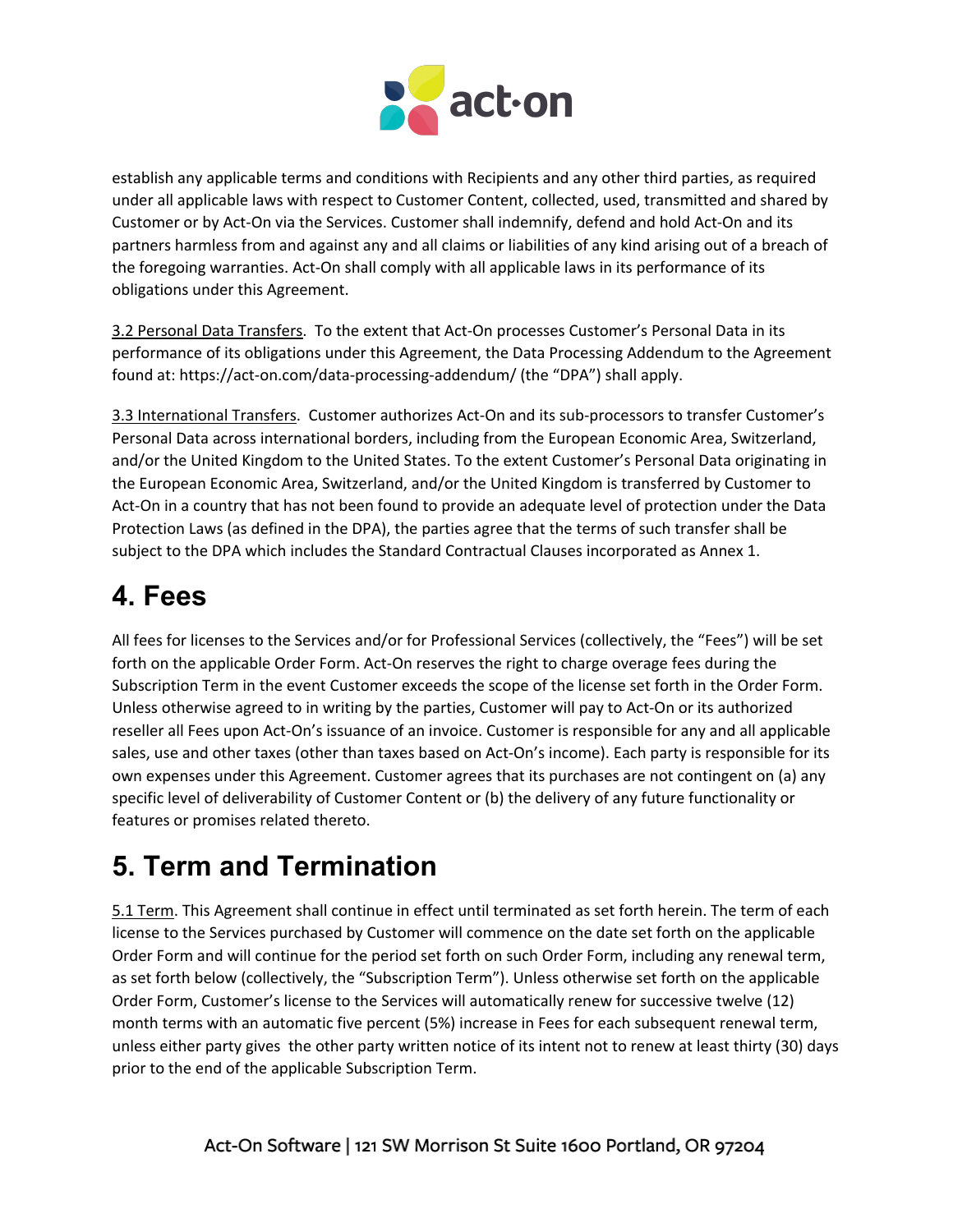establish any applicable terms and conditions with Recipients and any other third parties, as required under all applicable laws with respect to Customer Content, collected, used, transmitted and shared by Customer or by Act-On via the Services. Customer shall indemnify, defend and hold Act-On and its partners harmless from and against any and all claims or liabilities of any kind arising out of a breach of the foregoing warranties. Act-On shall comply with all applicable laws in its performance of its obligations under this Agreement.

3.2 Personal Data Transfers. To the extent that Act-On processes Customer's Personal Data in its performance of its obligations under this Agreement, the Data Processing Addendum to the Agreement found at: https://act-on.com/data-processing-addendum/ (the "DPA") shall apply.

3.3 International Transfers. Customer authorizes Act-On and its sub-processors to transfer Customer's Personal Data across international borders, including from the European Economic Area, Switzerland, and/or the United Kingdom to the United States. To the extent Customer's Personal Data originating in the European Economic Area, Switzerland, and/or the United Kingdom is transferred by Customer to Act-On in a country that has not been found to provide an adequate level of protection under the Data Protection Laws (as defined in the DPA), the parties agree that the terms of such transfer shall be subject to the DPA which includes the Standard Contractual Clauses incorporated as Annex 1.

# 4. Fees

All fees for licenses to the Services and/or for Professional Services (collectively, the "Fees") will be set forth on the applicable Order Form. Act-On reserves the right to charge overage fees during the Subscription Term in the event Customer exceeds the scope of the license set forth in the Order Form. Unless otherwise agreed to in writing by the parties, Customer will pay to Act-On or its authorized reseller all Fees upon Act-On's issuance of an invoice. Customer is responsible for any and all applicable sales, use and other taxes (other than taxes based on Act-On's income). Each party is responsible for its own expenses under this Agreement. Customer agrees that its purchases are not contingent on (a) any specific level of deliverability of Customer Content or (b) the delivery of any future functionality or features or promises related thereto.

# 5. Term and Termination

5.1 Term. This Agreement shall continue in effect until terminated as set forth herein. The term of each license to the Services purchased by Customer will commence on the date set forth on the applicable Order Form and will continue for the period set forth on such Order Form, including any renewal term, as set forth below (collectively, the "Subscription Term"). Unless otherwise set forth on the applicable Order Form, Customer's license to the Services will automatically renew for successive twelve (12) month terms with an automatic five percent (5%) increase in Fees for each subsequent renewal term, unless either party gives the other party written notice of its intent not to renew at least thirty (30) days prior to the end of the applicable Subscription Term.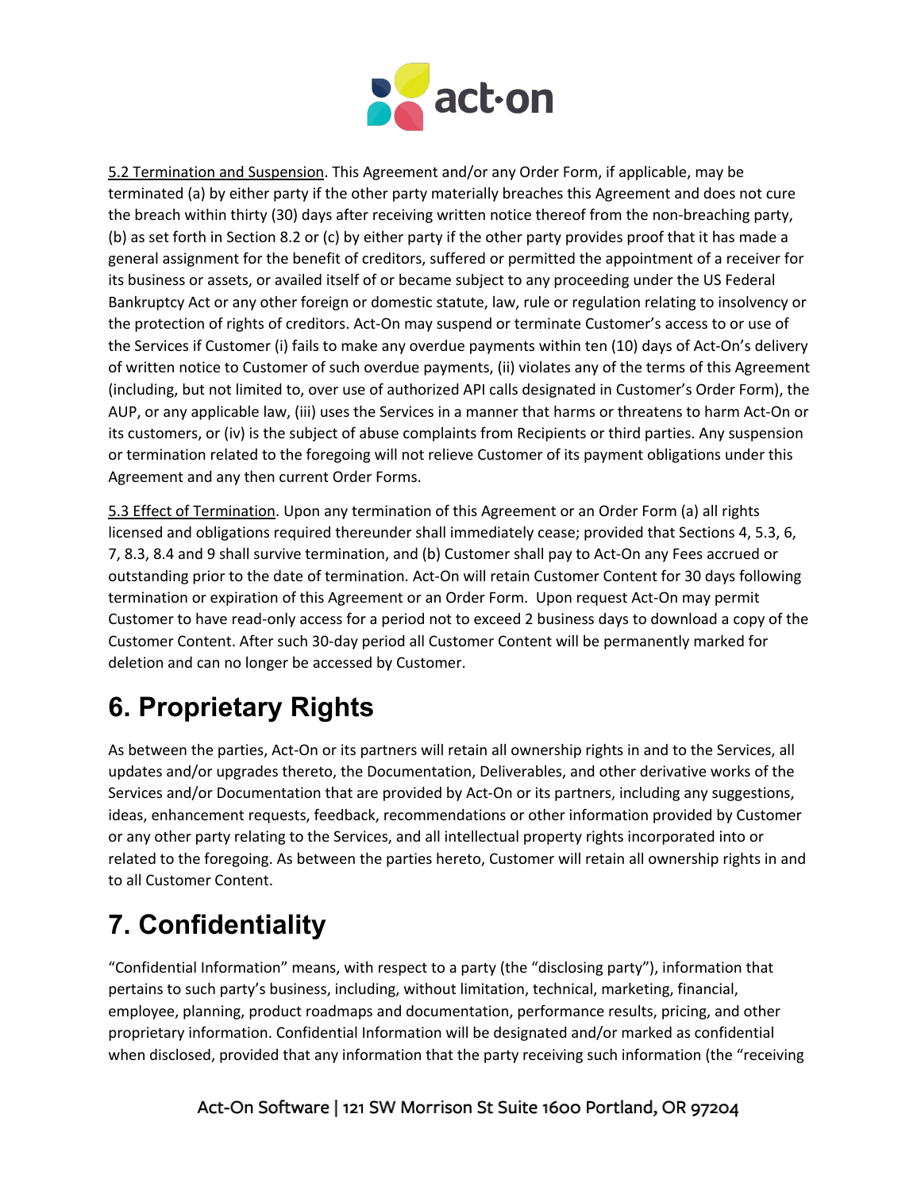5.2 Termination and Suspension. This Agreement and/or any Order Form, if applicable, may be terminated (a) by either party if the other party materially breaches this Agreement and does not cure the breach within thirty (30) days after receiving written notice thereof from the non-breaching party, (b) as set forth in Section 8.2 or (c) by either party if the other party provides proof that it has made a general assignment for the benefit of creditors, suffered or permitted the appointment of a receiver for its business or assets, or availed itself of or became subject to any proceeding under the US Federal Bankruptcy Act or any other foreign or domestic statute, law, rule or regulation relating to insolvency or the protection of rights of creditors. Act-On may suspend or terminate Customer's access to or use of the Services if Customer (i) fails to make any overdue payments within ten (10) days of Act-On's delivery of written notice to Customer of such overdue payments, (ii) violates any of the terms of this Agreement (including, but not limited to, over use of authorized API calls designated in Customer's Order Form), the AUP, or any applicable law, (iii) uses the Services in a manner that harms or threatens to harm Act-On or its customers, or (iv) is the subject of abuse complaints from Recipients or third parties. Any suspension or termination related to the foregoing will not relieve Customer of its payment obligations under this Agreement and any then current Order Forms.

5.3 Effect of Termination. Upon any termination of this Agreement or an Order Form (a) all rights licensed and obligations required thereunder shall immediately cease; provided that Sections 4, 5.3, 6, 7, 8.3, 8.4 and 9 shall survive termination, and (b) Customer shall pay to Act-On any Fees accrued or outstanding prior to the date of termination. Act-On will retain Customer Content for 30 days following termination or expiration of this Agreement or an Order Form. Upon request Act-On may permit Customer to have read-only access for a period not to exceed 2 business days to download a copy of the Customer Content. After such 30-day period all Customer Content will be permanently marked for deletion and can no longer be accessed by Customer.

# 6. Proprietary Rights

As between the parties, Act-On or its partners will retain all ownership rights in and to the Services, all updates and/or upgrades thereto, the Documentation, Deliverables, and other derivative works of the Services and/or Documentation that are provided by Act-On or its partners, including any suggestions, ideas, enhancement requests, feedback, recommendations or other information provided by Customer or any other party relating to the Services, and all intellectual property rights incorporated into or related to the foregoing. As between the parties hereto, Customer will retain all ownership rights in and to all Customer Content.

# 7. Confidentiality

"Confidential Information" means, with respect to a party (the "disclosing party"), information that pertains to such party's business, including, without limitation, technical, marketing, financial, employee, planning, product roadmaps and documentation, performance results, pricing, and other proprietary information. Confidential Information will be designated and/or marked as confidential when disclosed, provided that any information that the party receiving such information (the "receiving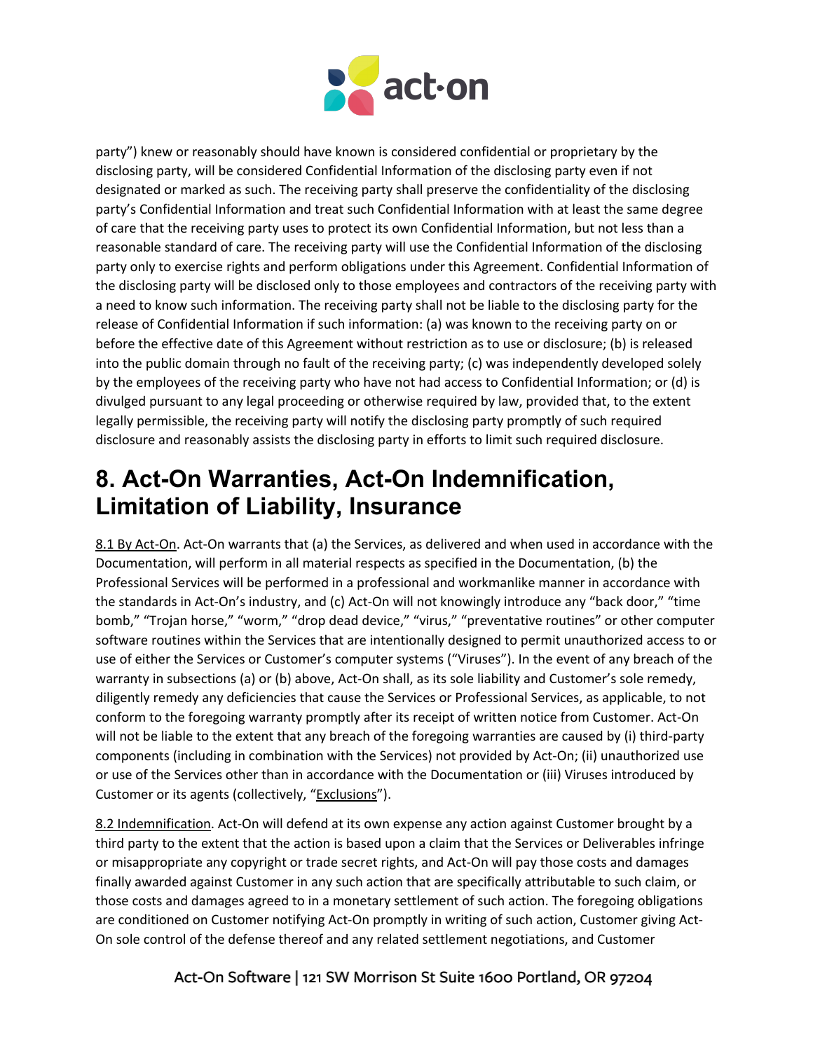party") knew or reasonably should have known is considered confidential or proprietary by the disclosing party, will be considered Confidential Information of the disclosing party even if not designated or marked as such. The receiving party shall preserve the confidentiality of the disclosing party's Confidential Information and treat such Confidential Information with at least the same degree of care that the receiving party uses to protect its own Confidential Information, but not less than a reasonable standard of care. The receiving party will use the Confidential Information of the disclosing party only to exercise rights and perform obligations under this Agreement. Confidential Information of the disclosing party will be disclosed only to those employees and contractors of the receiving party with a need to know such information. The receiving party shall not be liable to the disclosing party for the release of Confidential Information if such information: (a) was known to the receiving party on or before the effective date of this Agreement without restriction as to use or disclosure; (b) is released into the public domain through no fault of the receiving party; (c) was independently developed solely by the employees of the receiving party who have not had access to Confidential Information; or (d) is divulged pursuant to any legal proceeding or otherwise required by law, provided that, to the extent legally permissible, the receiving party will notify the disclosing party promptly of such required disclosure and reasonably assists the disclosing party in efforts to limit such required disclosure.

# 8. Act-On Warranties, Act-On Indemnification, Limitation of Liability, Insurance

8.1 By Act-On. Act-On warrants that (a) the Services, as delivered and when used in accordance with the Documentation, will perform in all material respects as specified in the Documentation, (b) the Professional Services will be performed in a professional and workmanlike manner in accordance with the standards in Act-On's industry, and (c) Act-On will not knowingly introduce any "back door," "time bomb," "Trojan horse," "worm," "drop dead device," "virus," "preventative routines" or other computer software routines within the Services that are intentionally designed to permit unauthorized access to or use of either the Services or Customer's computer systems ("Viruses"). In the event of any breach of the warranty in subsections (a) or (b) above, Act-On shall, as its sole liability and Customer's sole remedy, diligently remedy any deficiencies that cause the Services or Professional Services, as applicable, to not conform to the foregoing warranty promptly after its receipt of written notice from Customer. Act-On will not be liable to the extent that any breach of the foregoing warranties are caused by (i) third-party components (including in combination with the Services) not provided by Act-On; (ii) unauthorized use or use of the Services other than in accordance with the Documentation or (iii) Viruses introduced by Customer or its agents (collectively, "Exclusions").

8.2 Indemnification. Act-On will defend at its own expense any action against Customer brought by a third party to the extent that the action is based upon a claim that the Services or Deliverables infringe or misappropriate any copyright or trade secret rights, and Act-On will pay those costs and damages finally awarded against Customer in any such action that are specifically attributable to such claim, or those costs and damages agreed to in a monetary settlement of such action. The foregoing obligations are conditioned on Customer notifying Act-On promptly in writing of such action, Customer giving Act-On sole control of the defense thereof and any related settlement negotiations, and Customer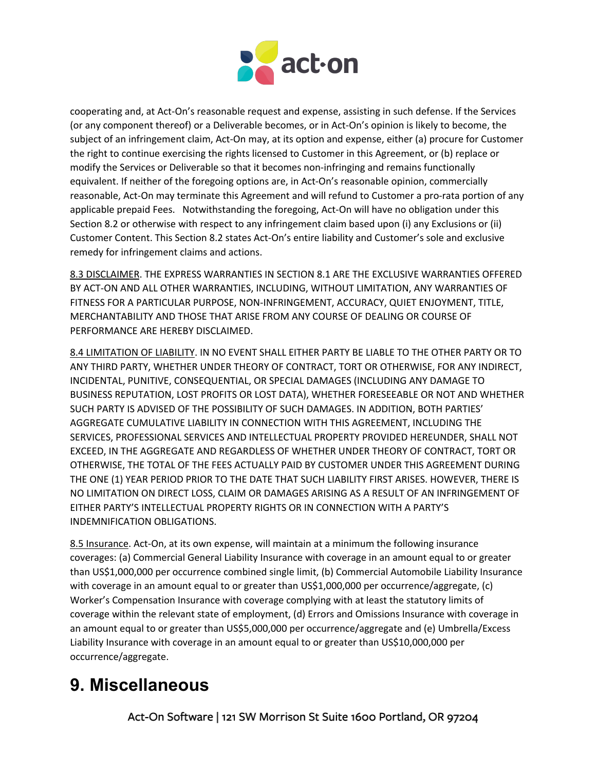cooperating and, at Act-On's reasonable request and expense, assisting in such defense. If the Services (or any component thereof) or a Deliverable becomes, or in Act-On's opinion is likely to become, the subject of an infringement claim, Act-On may, at its option and expense, either (a) procure for Customer the right to continue exercising the rights licensed to Customer in this Agreement, or (b) replace or modify the Services or Deliverable so that it becomes non-infringing and remains functionally equivalent. If neither of the foregoing options are, in Act-On's reasonable opinion, commercially reasonable, Act-On may terminate this Agreement and will refund to Customer a pro-rata portion of any applicable prepaid Fees. Notwithstanding the foregoing, Act-On will have no obligation under this Section 8.2 or otherwise with respect to any infringement claim based upon (i) any Exclusions or (ii) Customer Content. This Section 8.2 states Act-On's entire liability and Customer's sole and exclusive remedy for infringement claims and actions.

8.3 DISCLAIMER. THE EXPRESS WARRANTIES IN SECTION 8.1 ARE THE EXCLUSIVE WARRANTIES OFFERED BY ACT-ON AND ALL OTHER WARRANTIES, INCLUDING, WITHOUT LIMITATION, ANY WARRANTIES OF FITNESS FOR A PARTICULAR PURPOSE, NON-INFRINGEMENT, ACCURACY, QUIET ENJOYMENT, TITLE, MERCHANTABILITY AND THOSE THAT ARISE FROM ANY COURSE OF DEALING OR COURSE OF PERFORMANCE ARE HEREBY DISCLAIMED.

8.4 LIMITATION OF LIABILITY. IN NO EVENT SHALL EITHER PARTY BE LIABLE TO THE OTHER PARTY OR TO ANY THIRD PARTY, WHETHER UNDER THEORY OF CONTRACT, TORT OR OTHERWISE, FOR ANY INDIRECT, INCIDENTAL, PUNITIVE, CONSEQUENTIAL, OR SPECIAL DAMAGES (INCLUDING ANY DAMAGE TO BUSINESS REPUTATION, LOST PROFITS OR LOST DATA), WHETHER FORESEEABLE OR NOT AND WHETHER SUCH PARTY IS ADVISED OF THE POSSIBILITY OF SUCH DAMAGES. IN ADDITION, BOTH PARTIES' AGGREGATE CUMULATIVE LIABILITY IN CONNECTION WITH THIS AGREEMENT, INCLUDING THE SERVICES, PROFESSIONAL SERVICES AND INTELLECTUAL PROPERTY PROVIDED HEREUNDER, SHALL NOT EXCEED, IN THE AGGREGATE AND REGARDLESS OF WHETHER UNDER THEORY OF CONTRACT, TORT OR OTHERWISE, THE TOTAL OF THE FEES ACTUALLY PAID BY CUSTOMER UNDER THIS AGREEMENT DURING THE ONE (1) YEAR PERIOD PRIOR TO THE DATE THAT SUCH LIABILITY FIRST ARISES. HOWEVER, THERE IS NO LIMITATION ON DIRECT LOSS, CLAIM OR DAMAGES ARISING AS A RESULT OF AN INFRINGEMENT OF EITHER PARTY'S INTELLECTUAL PROPERTY RIGHTS OR IN CONNECTION WITH A PARTY'S INDEMNIFICATION OBLIGATIONS.

8.5 Insurance. Act-On, at its own expense, will maintain at a minimum the following insurance coverages: (a) Commercial General Liability Insurance with coverage in an amount equal to or greater than US$1,000,000 per occurrence combined single limit, (b) Commercial Automobile Liability Insurance with coverage in an amount equal to or greater than US$1,000,000 per occurrence/aggregate, (c) Worker's Compensation Insurance with coverage complying with at least the statutory limits of coverage within the relevant state of employment, (d) Errors and Omissions Insurance with coverage in an amount equal to or greater than US$5,000,000 per occurrence/aggregate and (e) Umbrella/Excess Liability Insurance with coverage in an amount equal to or greater than US$10,000,000 per occurrence/aggregate.

# 9. Miscellaneous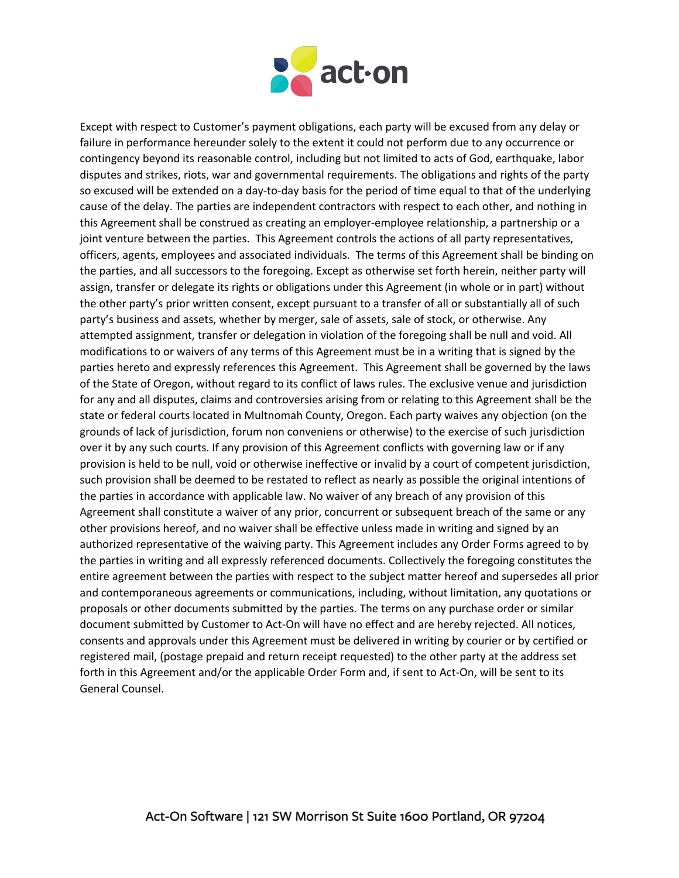Except with respect to Customer's payment obligations, each party will be excused from any delay or failure in performance hereunder solely to the extent it could not perform due to any occurrence or contingency beyond its reasonable control, including but not limited to acts of God, earthquake, labor disputes and strikes, riots, war and governmental requirements. The obligations and rights of the party so excused will be extended on a day-to-day basis for the period of time equal to that of the underlying cause of the delay. The parties are independent contractors with respect to each other, and nothing in this Agreement shall be construed as creating an employer-employee relationship, a partnership or a joint venture between the parties. This Agreement controls the actions of all party representatives, officers, agents, employees and associated individuals. The terms of this Agreement shall be binding on the parties, and all successors to the foregoing. Except as otherwise set forth herein, neither party will assign, transfer or delegate its rights or obligations under this Agreement (in whole or in part) without the other party's prior written consent, except pursuant to a transfer of all or substantially all of such party's business and assets, whether by merger, sale of assets, sale of stock, or otherwise. Any attempted assignment, transfer or delegation in violation of the foregoing shall be null and void. All modifications to or waivers of any terms of this Agreement must be in a writing that is signed by the parties hereto and expressly references this Agreement. This Agreement shall be governed by the laws of the State of Oregon, without regard to its conflict of laws rules. The exclusive venue and jurisdiction for any and all disputes, claims and controversies arising from or relating to this Agreement shall be the state or federal courts located in Multnomah County, Oregon. Each party waives any objection (on the grounds of lack of jurisdiction, forum non conveniens or otherwise) to the exercise of such jurisdiction over it by any such courts. If any provision of this Agreement conflicts with governing law or if any provision is held to be null, void or otherwise ineffective or invalid by a court of competent jurisdiction, such provision shall be deemed to be restated to reflect as nearly as possible the original intentions of the parties in accordance with applicable law. No waiver of any breach of any provision of this Agreement shall constitute a waiver of any prior, concurrent or subsequent breach of the same or any other provisions hereof, and no waiver shall be effective unless made in writing and signed by an authorized representative of the waiving party. This Agreement includes any Order Forms agreed to by the parties in writing and all expressly referenced documents. Collectively the foregoing constitutes the entire agreement between the parties with respect to the subject matter hereof and supersedes all prior and contemporaneous agreements or communications, including, without limitation, any quotations or proposals or other documents submitted by the parties. The terms on any purchase order or similar document submitted by Customer to Act-On will have no effect and are hereby rejected. All notices, consents and approvals under this Agreement must be delivered in writing by courier or by certified or registered mail, (postage prepaid and return receipt requested) to the other party at the address set forth in this Agreement and/or the applicable Order Form and, if sent to Act-On, will be sent to its General Counsel.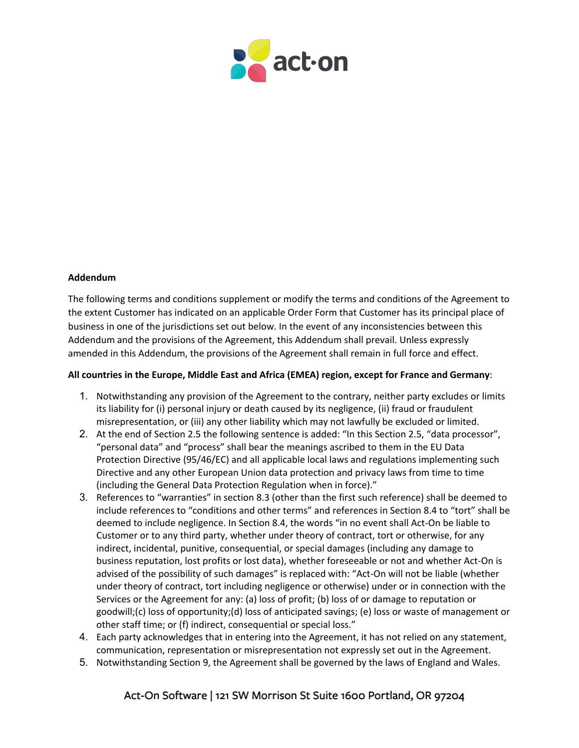**Addendum**

The following terms and conditions supplement or modify the terms and conditions of the Agreement to the extent Customer has indicated on an applicable Order Form that Customer has its principal place of business in one of the jurisdictions set out below. In the event of any inconsistencies between this Addendum and the provisions of the Agreement, this Addendum shall prevail. Unless expressly amended in this Addendum, the provisions of the Agreement shall remain in full force and effect.

**All countries in the Europe, Middle East and Africa (EMEA) region, except for France and Germany**:

1. Notwithstanding any provision of the Agreement to the contrary, neither party excludes or limits its liability for (i) personal injury or death caused by its negligence, (ii) fraud or fraudulent misrepresentation, or (iii) any other liability which may not lawfully be excluded or limited.
2. At the end of Section 2.5 the following sentence is added: "In this Section 2.5, "data processor", "personal data" and "process" shall bear the meanings ascribed to them in the EU Data Protection Directive (95/46/EC) and all applicable local laws and regulations implementing such Directive and any other European Union data protection and privacy laws from time to time (including the General Data Protection Regulation when in force)."
3. References to "warranties" in section 8.3 (other than the first such reference) shall be deemed to include references to "conditions and other terms" and references in Section 8.4 to "tort" shall be deemed to include negligence. In Section 8.4, the words "in no event shall Act-On be liable to Customer or to any third party, whether under theory of contract, tort or otherwise, for any indirect, incidental, punitive, consequential, or special damages (including any damage to business reputation, lost profits or lost data), whether foreseeable or not and whether Act-On is advised of the possibility of such damages" is replaced with: "Act-On will not be liable (whether under theory of contract, tort including negligence or otherwise) under or in connection with the Services or the Agreement for any: (a) loss of profit; (b) loss of or damage to reputation or goodwill;(c) loss of opportunity;(d) loss of anticipated savings; (e) loss or waste of management or other staff time; or (f) indirect, consequential or special loss."
4. Each party acknowledges that in entering into the Agreement, it has not relied on any statement, communication, representation or misrepresentation not expressly set out in the Agreement.
5. Notwithstanding Section 9, the Agreement shall be governed by the laws of England and Wales.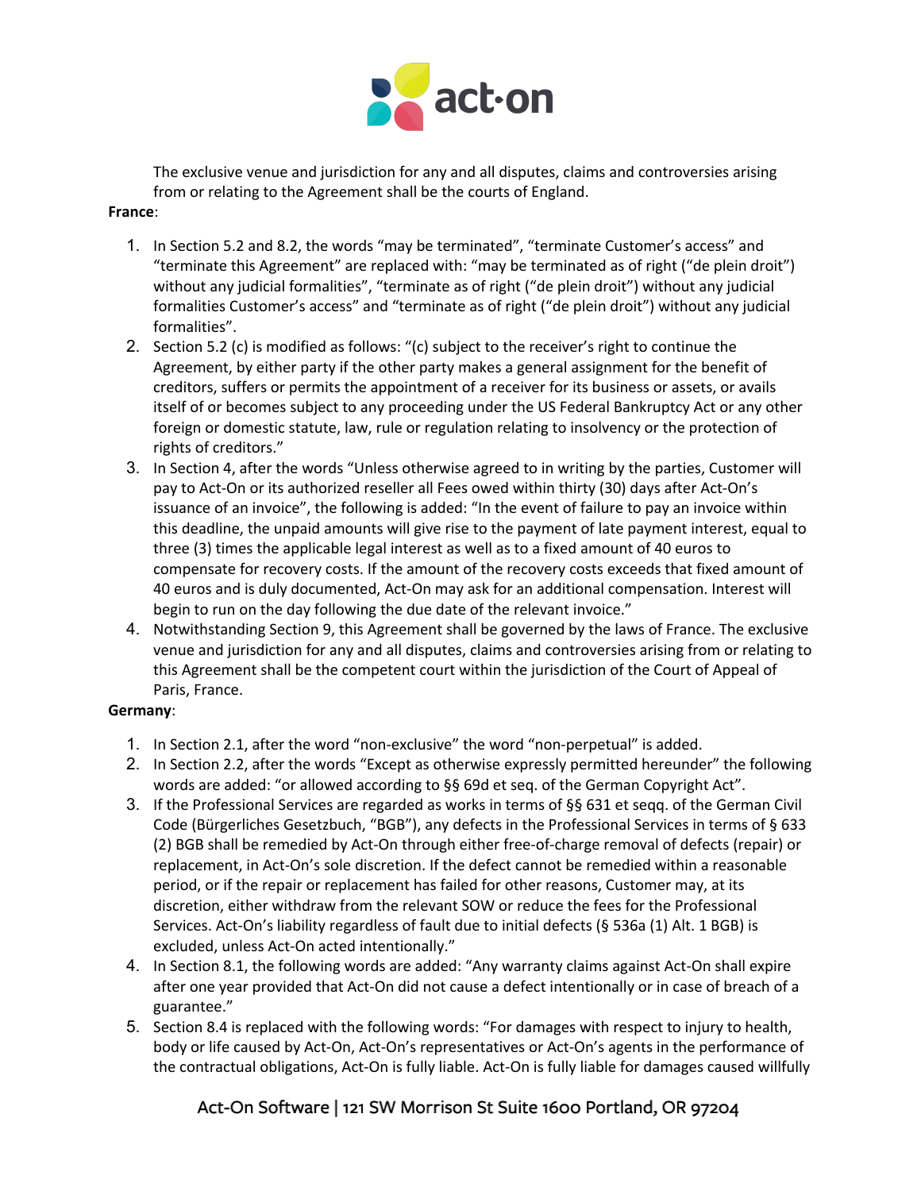The exclusive venue and jurisdiction for any and all disputes, claims and controversies arising from or relating to the Agreement shall be the courts of England.

**France**:

1. In Section 5.2 and 8.2, the words "may be terminated", "terminate Customer's access" and "terminate this Agreement" are replaced with: "may be terminated as of right ("de plein droit") without any judicial formalities", "terminate as of right ("de plein droit") without any judicial formalities Customer's access" and "terminate as of right ("de plein droit") without any judicial formalities".
2. Section 5.2 (c) is modified as follows: "(c) subject to the receiver's right to continue the Agreement, by either party if the other party makes a general assignment for the benefit of creditors, suffers or permits the appointment of a receiver for its business or assets, or avails itself of or becomes subject to any proceeding under the US Federal Bankruptcy Act or any other foreign or domestic statute, law, rule or regulation relating to insolvency or the protection of rights of creditors."
3. In Section 4, after the words "Unless otherwise agreed to in writing by the parties, Customer will pay to Act-On or its authorized reseller all Fees owed within thirty (30) days after Act-On's issuance of an invoice", the following is added: "In the event of failure to pay an invoice within this deadline, the unpaid amounts will give rise to the payment of late payment interest, equal to three (3) times the applicable legal interest as well as to a fixed amount of 40 euros to compensate for recovery costs. If the amount of the recovery costs exceeds that fixed amount of 40 euros and is duly documented, Act-On may ask for an additional compensation. Interest will begin to run on the day following the due date of the relevant invoice."
4. Notwithstanding Section 9, this Agreement shall be governed by the laws of France. The exclusive venue and jurisdiction for any and all disputes, claims and controversies arising from or relating to this Agreement shall be the competent court within the jurisdiction of the Court of Appeal of Paris, France.

**Germany**:

1. In Section 2.1, after the word "non-exclusive" the word "non-perpetual" is added.
2. In Section 2.2, after the words "Except as otherwise expressly permitted hereunder" the following words are added: "or allowed according to §§ 69d et seq. of the German Copyright Act".
3. If the Professional Services are regarded as works in terms of §§ 631 et seqq. of the German Civil Code (Bürgerliches Gesetzbuch, "BGB"), any defects in the Professional Services in terms of § 633 (2) BGB shall be remedied by Act-On through either free-of-charge removal of defects (repair) or replacement, in Act-On's sole discretion. If the defect cannot be remedied within a reasonable period, or if the repair or replacement has failed for other reasons, Customer may, at its discretion, either withdraw from the relevant SOW or reduce the fees for the Professional Services. Act-On's liability regardless of fault due to initial defects (§ 536a (1) Alt. 1 BGB) is excluded, unless Act-On acted intentionally."
4. In Section 8.1, the following words are added: "Any warranty claims against Act-On shall expire after one year provided that Act-On did not cause a defect intentionally or in case of breach of a guarantee."
5. Section 8.4 is replaced with the following words: "For damages with respect to injury to health, body or life caused by Act-On, Act-On's representatives or Act-On's agents in the performance of the contractual obligations, Act-On is fully liable. Act-On is fully liable for damages caused willfully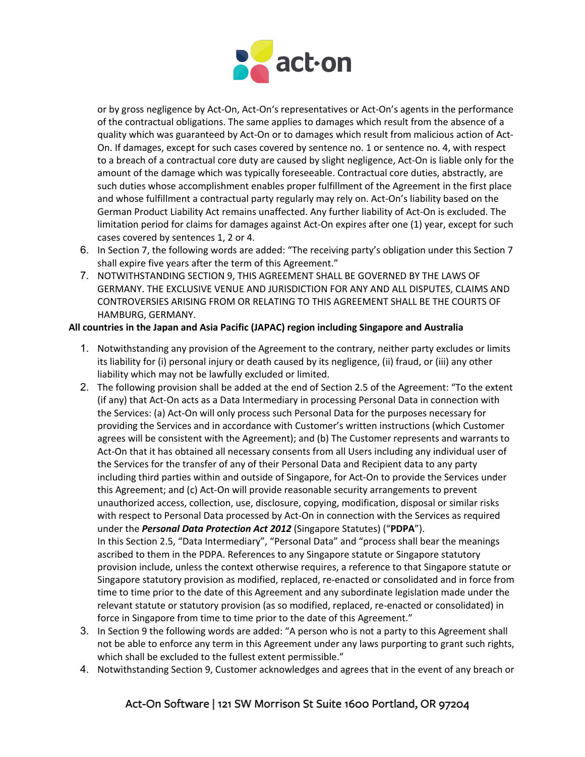or by gross negligence by Act-On, Act-On's representatives or Act-On's agents in the performance of the contractual obligations. The same applies to damages which result from the absence of a quality which was guaranteed by Act-On or to damages which result from malicious action of Act-On. If damages, except for such cases covered by sentence no. 1 or sentence no. 4, with respect to a breach of a contractual core duty are caused by slight negligence, Act-On is liable only for the amount of the damage which was typically foreseeable. Contractual core duties, abstractly, are such duties whose accomplishment enables proper fulfillment of the Agreement in the first place and whose fulfillment a contractual party regularly may rely on. Act-On's liability based on the German Product Liability Act remains unaffected. Any further liability of Act-On is excluded. The limitation period for claims for damages against Act-On expires after one (1) year, except for such cases covered by sentences 1, 2 or 4.

6. In Section 7, the following words are added: "The receiving party's obligation under this Section 7 shall expire five years after the term of this Agreement."
7. NOTWITHSTANDING SECTION 9, THIS AGREEMENT SHALL BE GOVERNED BY THE LAWS OF GERMANY. THE EXCLUSIVE VENUE AND JURISDICTION FOR ANY AND ALL DISPUTES, CLAIMS AND CONTROVERSIES ARISING FROM OR RELATING TO THIS AGREEMENT SHALL BE THE COURTS OF HAMBURG, GERMANY.

**All countries in the Japan and Asia Pacific (JAPAC) region including Singapore and Australia**

1. Notwithstanding any provision of the Agreement to the contrary, neither party excludes or limits its liability for (i) personal injury or death caused by its negligence, (ii) fraud, or (iii) any other liability which may not be lawfully excluded or limited.
2. The following provision shall be added at the end of Section 2.5 of the Agreement: "To the extent (if any) that Act-On acts as a Data Intermediary in processing Personal Data in connection with the Services: (a) Act-On will only process such Personal Data for the purposes necessary for providing the Services and in accordance with Customer's written instructions (which Customer agrees will be consistent with the Agreement); and (b) The Customer represents and warrants to Act-On that it has obtained all necessary consents from all Users including any individual user of the Services for the transfer of any of their Personal Data and Recipient data to any party including third parties within and outside of Singapore, for Act-On to provide the Services under this Agreement; and (c) Act-On will provide reasonable security arrangements to prevent unauthorized access, collection, use, disclosure, copying, modification, disposal or similar risks with respect to Personal Data processed by Act-On in connection with the Services as required under the ***Personal Data Protection Act 2012*** (Singapore Statutes) ("**PDPA**").
   In this Section 2.5, "Data Intermediary", "Personal Data" and "process shall bear the meanings ascribed to them in the PDPA. References to any Singapore statute or Singapore statutory provision include, unless the context otherwise requires, a reference to that Singapore statute or Singapore statutory provision as modified, replaced, re-enacted or consolidated and in force from time to time prior to the date of this Agreement and any subordinate legislation made under the relevant statute or statutory provision (as so modified, replaced, re-enacted or consolidated) in force in Singapore from time to time prior to the date of this Agreement."
3. In Section 9 the following words are added: "A person who is not a party to this Agreement shall not be able to enforce any term in this Agreement under any laws purporting to grant such rights, which shall be excluded to the fullest extent permissible."
4. Notwithstanding Section 9, Customer acknowledges and agrees that in the event of any breach or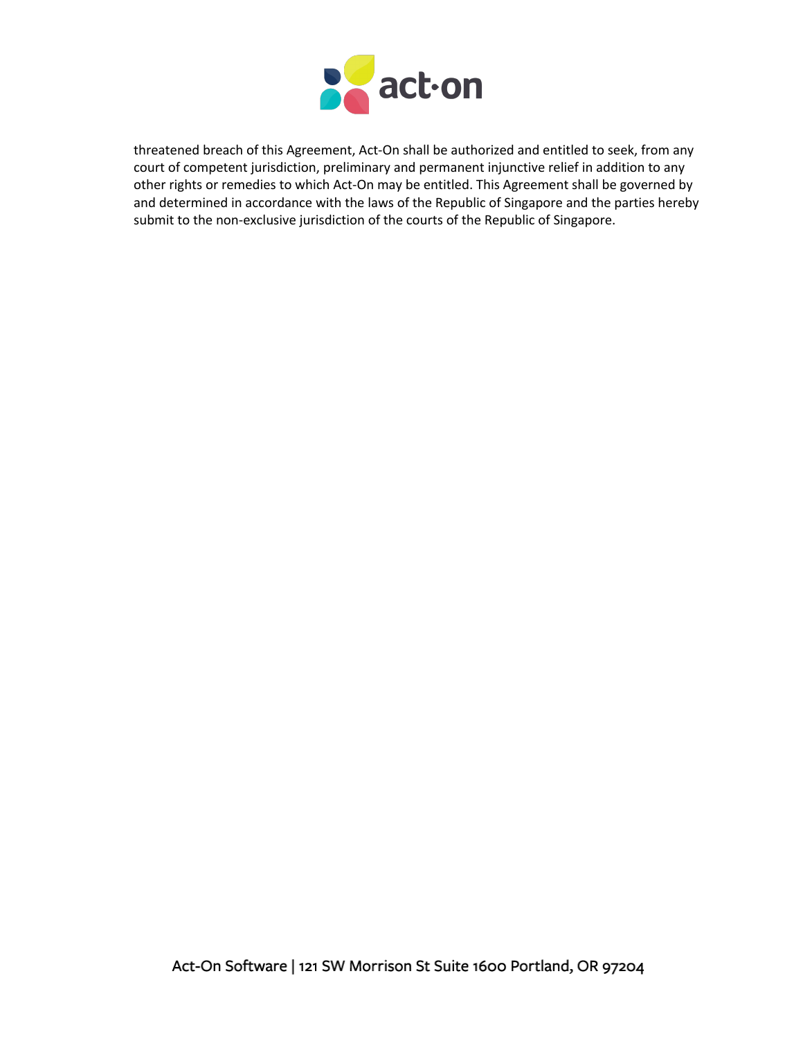threatened breach of this Agreement, Act-On shall be authorized and entitled to seek, from any court of competent jurisdiction, preliminary and permanent injunctive relief in addition to any other rights or remedies to which Act-On may be entitled. This Agreement shall be governed by and determined in accordance with the laws of the Republic of Singapore and the parties hereby submit to the non-exclusive jurisdiction of the courts of the Republic of Singapore.